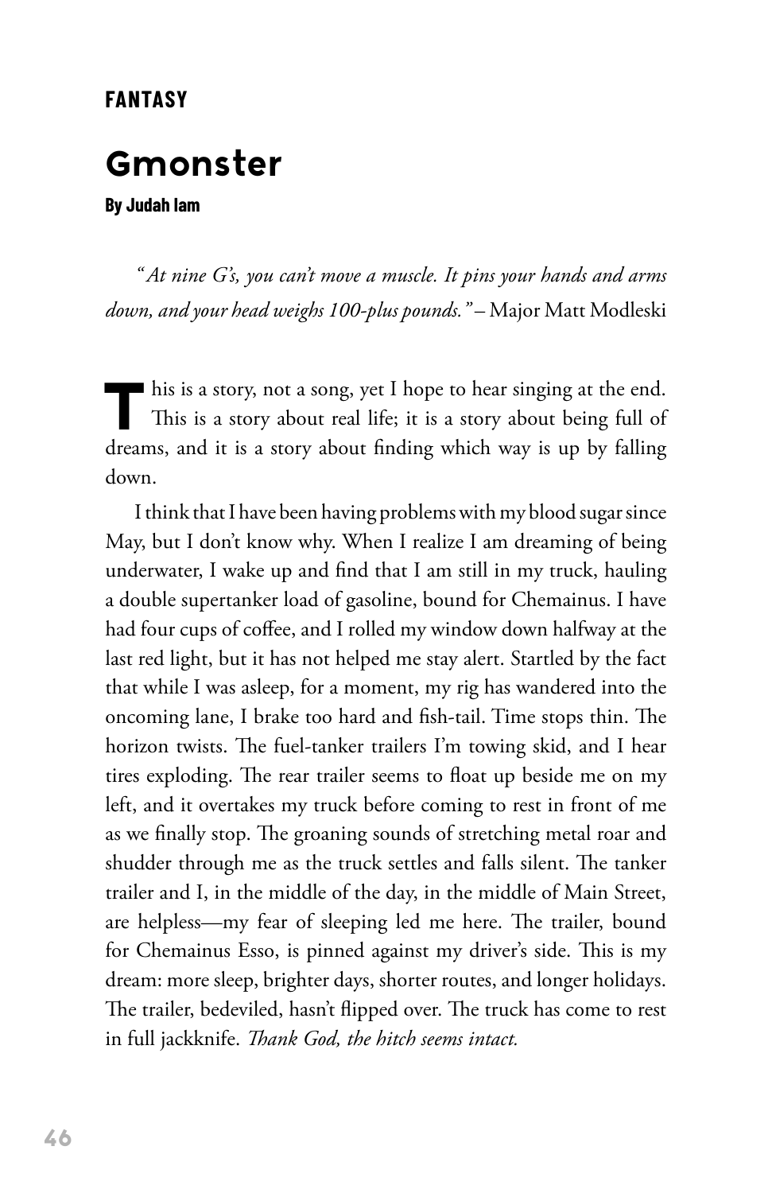**FANTASY**

# Gmonster

**By Judah Iam**

*"At nine G's, you can't move a muscle. It pins your hands and arms down, and your head weighs 100-plus pounds."* – Major Matt Modleski

This is a story, not a song, yet I hope to hear singing at the end. This is a story about real life; it is a story about being full of dreams, and it is a story about finding which way is up by falling down.

I think that I have been having problems with my blood sugar since May, but I don't know why. When I realize I am dreaming of being underwater, I wake up and find that I am still in my truck, hauling a double supertanker load of gasoline, bound for Chemainus. I have had four cups of coffee, and I rolled my window down halfway at the last red light, but it has not helped me stay alert. Startled by the fact that while I was asleep, for a moment, my rig has wandered into the oncoming lane, I brake too hard and fish-tail. Time stops thin. The horizon twists. The fuel-tanker trailers I'm towing skid, and I hear tires exploding. The rear trailer seems to float up beside me on my left, and it overtakes my truck before coming to rest in front of me as we finally stop. The groaning sounds of stretching metal roar and shudder through me as the truck settles and falls silent. The tanker trailer and I, in the middle of the day, in the middle of Main Street, are helpless—my fear of sleeping led me here. The trailer, bound for Chemainus Esso, is pinned against my driver's side. This is my dream: more sleep, brighter days, shorter routes, and longer holidays. The trailer, bedeviled, hasn't flipped over. The truck has come to rest in full jackknife. *Thank God, the hitch seems intact.*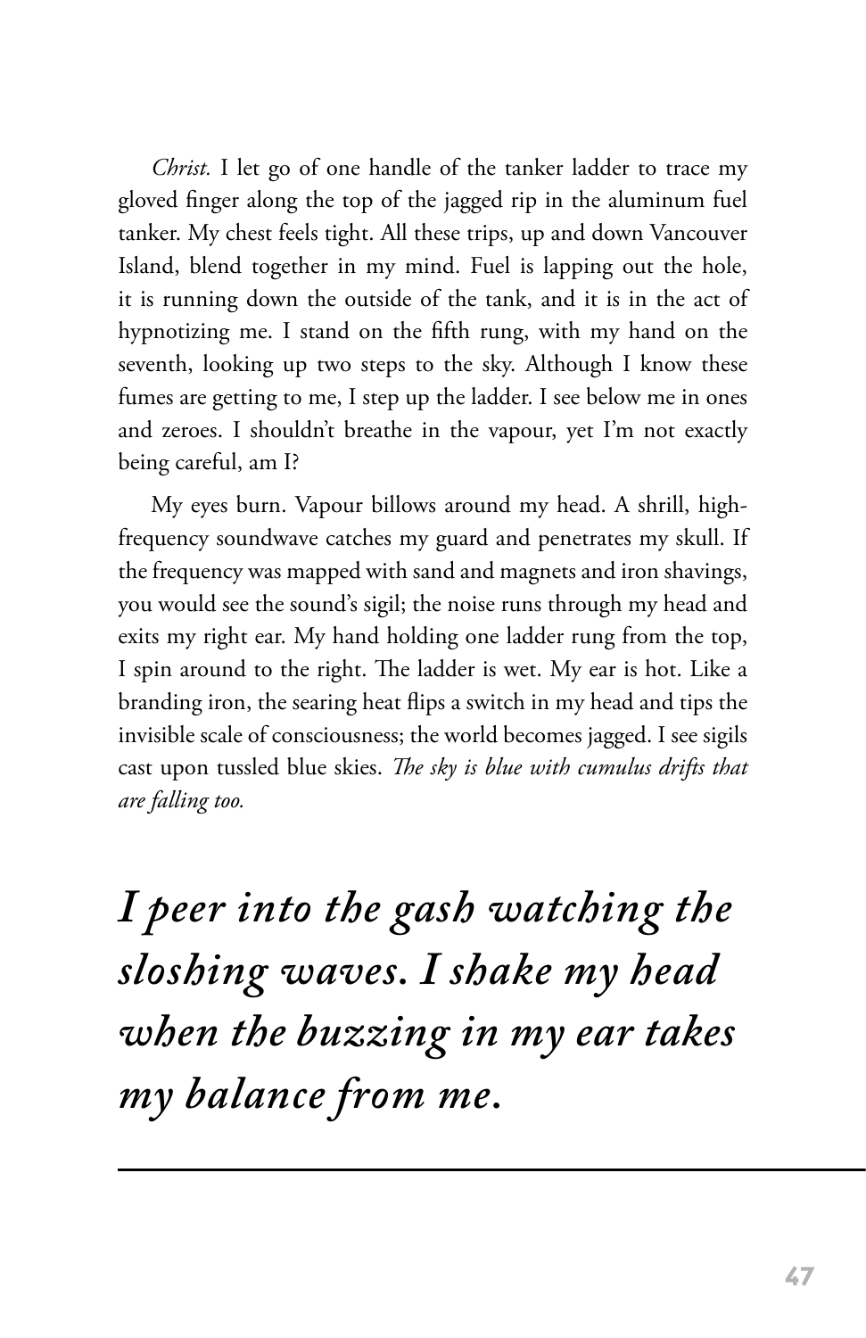*Christ.* I let go of one handle of the tanker ladder to trace my gloved finger along the top of the jagged rip in the aluminum fuel tanker. My chest feels tight. All these trips, up and down Vancouver Island, blend together in my mind. Fuel is lapping out the hole, it is running down the outside of the tank, and it is in the act of hypnotizing me. I stand on the fifth rung, with my hand on the seventh, looking up two steps to the sky. Although I know these fumes are getting to me, I step up the ladder. I see below me in ones and zeroes. I shouldn't breathe in the vapour, yet I'm not exactly being careful, am I?

My eyes burn. Vapour billows around my head. A shrill, high-frequency soundwave catches my guard and penetrates my skull. If the frequency was mapped with sand and magnets and iron shavings, you would see the sound's sigil; the noise runs through my head and exits my right ear. My hand holding one ladder rung from the top, I spin around to the right. The ladder is wet. My ear is hot. Like a branding iron, the searing heat flips a switch in my head and tips the invisible scale of consciousness; the world becomes jagged. I see sigils cast upon tussled blue skies. *The sky is blue with cumulus drifts that are falling too.*

***I peer into the gash watching the sloshing waves. I shake my head when the buzzing in my ear takes my balance from me.***

---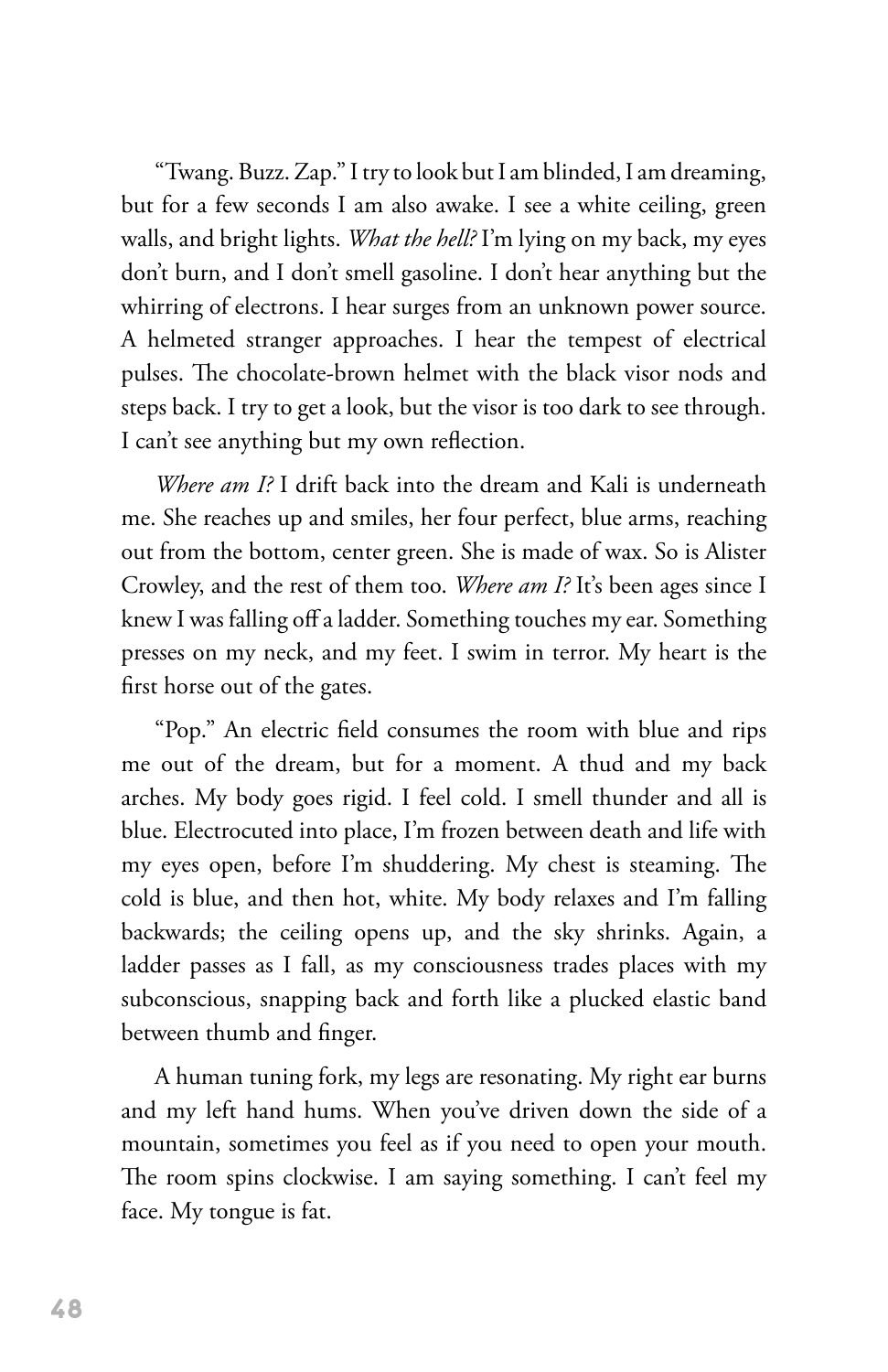"Twang. Buzz. Zap." I try to look but I am blinded, I am dreaming, but for a few seconds I am also awake. I see a white ceiling, green walls, and bright lights. *What the hell?* I'm lying on my back, my eyes don't burn, and I don't smell gasoline. I don't hear anything but the whirring of electrons. I hear surges from an unknown power source. A helmeted stranger approaches. I hear the tempest of electrical pulses. The chocolate-brown helmet with the black visor nods and steps back. I try to get a look, but the visor is too dark to see through. I can't see anything but my own reflection.

*Where am I?* I drift back into the dream and Kali is underneath me. She reaches up and smiles, her four perfect, blue arms, reaching out from the bottom, center green. She is made of wax. So is Alister Crowley, and the rest of them too. *Where am I?* It's been ages since I knew I was falling off a ladder. Something touches my ear. Something presses on my neck, and my feet. I swim in terror. My heart is the first horse out of the gates.

"Pop." An electric field consumes the room with blue and rips me out of the dream, but for a moment. A thud and my back arches. My body goes rigid. I feel cold. I smell thunder and all is blue. Electrocuted into place, I'm frozen between death and life with my eyes open, before I'm shuddering. My chest is steaming. The cold is blue, and then hot, white. My body relaxes and I'm falling backwards; the ceiling opens up, and the sky shrinks. Again, a ladder passes as I fall, as my consciousness trades places with my subconscious, snapping back and forth like a plucked elastic band between thumb and finger.

A human tuning fork, my legs are resonating. My right ear burns and my left hand hums. When you've driven down the side of a mountain, sometimes you feel as if you need to open your mouth. The room spins clockwise. I am saying something. I can't feel my face. My tongue is fat.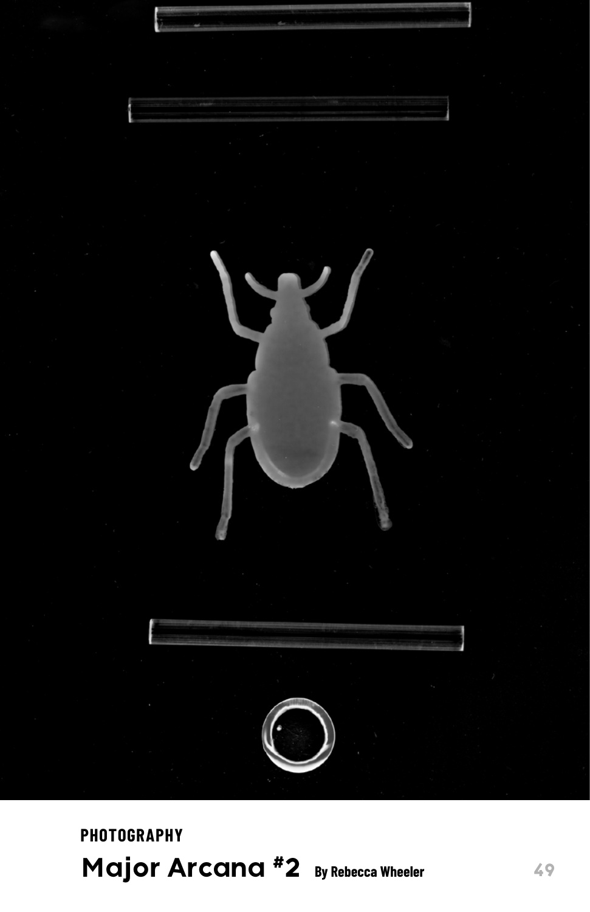PHOTOGRAPHY

## Major Arcana #2 By Rebecca Wheeler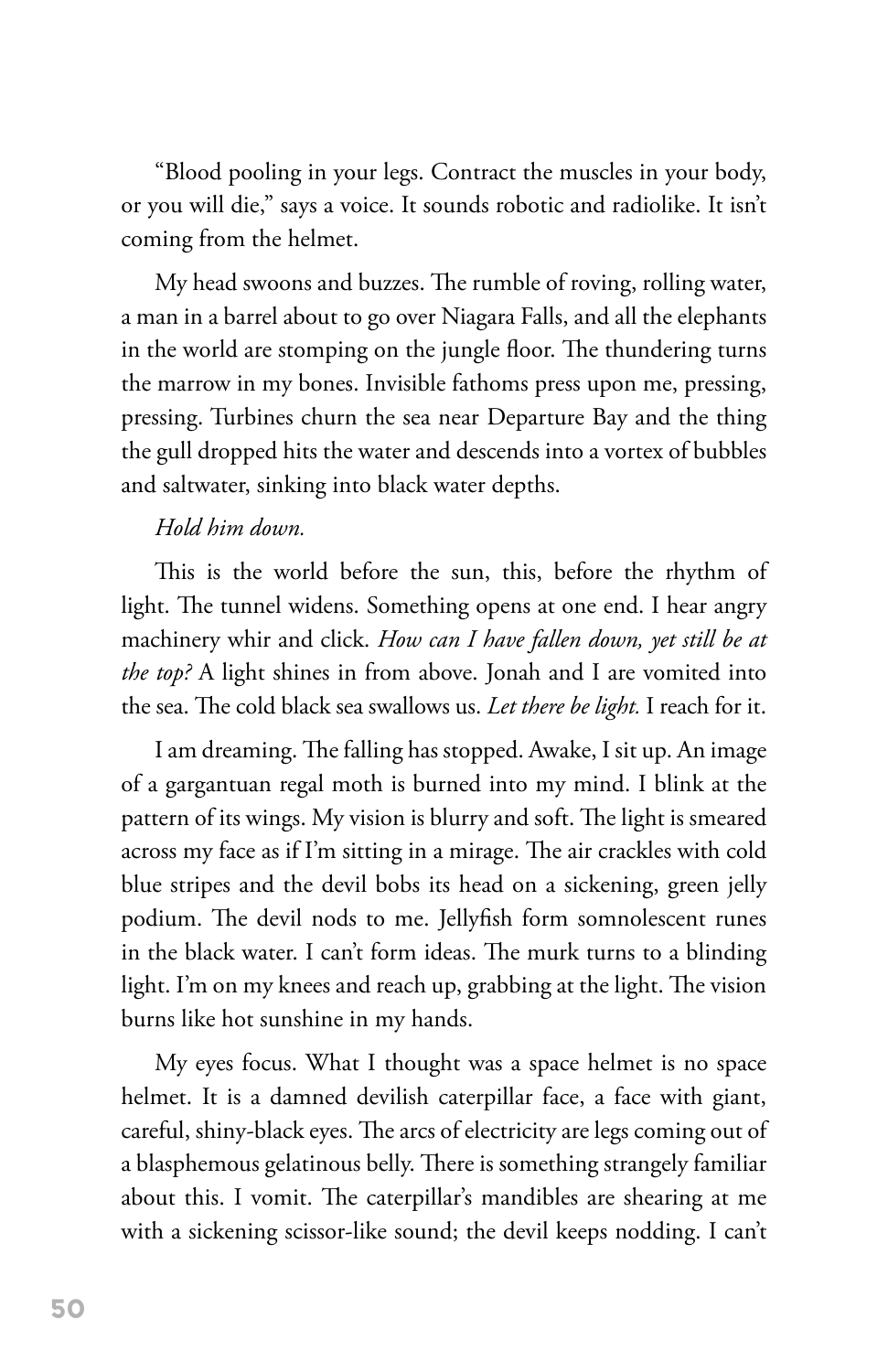"Blood pooling in your legs. Contract the muscles in your body, or you will die," says a voice. It sounds robotic and radiolike. It isn't coming from the helmet.

My head swoons and buzzes. The rumble of roving, rolling water, a man in a barrel about to go over Niagara Falls, and all the elephants in the world are stomping on the jungle floor. The thundering turns the marrow in my bones. Invisible fathoms press upon me, pressing, pressing. Turbines churn the sea near Departure Bay and the thing the gull dropped hits the water and descends into a vortex of bubbles and saltwater, sinking into black water depths.

*Hold him down.*

This is the world before the sun, this, before the rhythm of light. The tunnel widens. Something opens at one end. I hear angry machinery whir and click. *How can I have fallen down, yet still be at the top?* A light shines in from above. Jonah and I are vomited into the sea. The cold black sea swallows us. *Let there be light.* I reach for it.

I am dreaming. The falling has stopped. Awake, I sit up. An image of a gargantuan regal moth is burned into my mind. I blink at the pattern of its wings. My vision is blurry and soft. The light is smeared across my face as if I'm sitting in a mirage. The air crackles with cold blue stripes and the devil bobs its head on a sickening, green jelly podium. The devil nods to me. Jellyfish form somnolescent runes in the black water. I can't form ideas. The murk turns to a blinding light. I'm on my knees and reach up, grabbing at the light. The vision burns like hot sunshine in my hands.

My eyes focus. What I thought was a space helmet is no space helmet. It is a damned devilish caterpillar face, a face with giant, careful, shiny-black eyes. The arcs of electricity are legs coming out of a blasphemous gelatinous belly. There is something strangely familiar about this. I vomit. The caterpillar's mandibles are shearing at me with a sickening scissor-like sound; the devil keeps nodding. I can't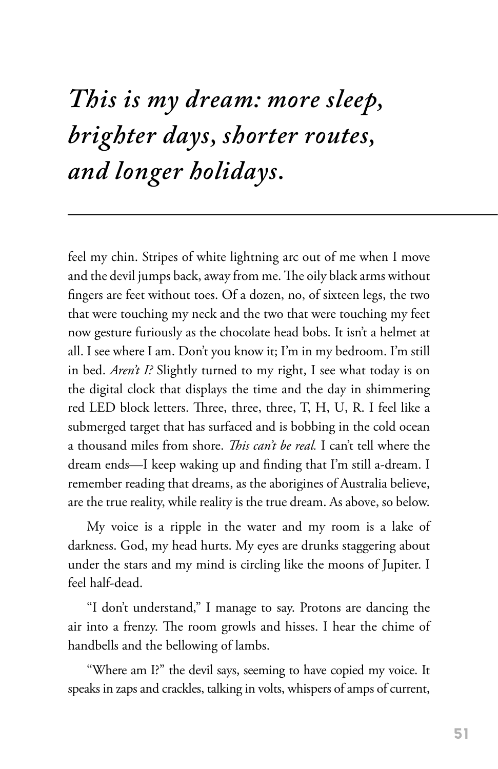# *This is my dream: more sleep, brighter days, shorter routes, and longer holidays.*

---

feel my chin. Stripes of white lightning arc out of me when I move and the devil jumps back, away from me. The oily black arms without fingers are feet without toes. Of a dozen, no, of sixteen legs, the two that were touching my neck and the two that were touching my feet now gesture furiously as the chocolate head bobs. It isn't a helmet at all. I see where I am. Don't you know it; I'm in my bedroom. I'm still in bed. *Aren't I?* Slightly turned to my right, I see what today is on the digital clock that displays the time and the day in shimmering red LED block letters. Three, three, three, T, H, U, R. I feel like a submerged target that has surfaced and is bobbing in the cold ocean a thousand miles from shore. *This can't be real.* I can't tell where the dream ends—I keep waking up and finding that I'm still a-dream. I remember reading that dreams, as the aborigines of Australia believe, are the true reality, while reality is the true dream. As above, so below.

My voice is a ripple in the water and my room is a lake of darkness. God, my head hurts. My eyes are drunks staggering about under the stars and my mind is circling like the moons of Jupiter. I feel half-dead.

"I don't understand," I manage to say. Protons are dancing the air into a frenzy. The room growls and hisses. I hear the chime of handbells and the bellowing of lambs.

"Where am I?" the devil says, seeming to have copied my voice. It speaks in zaps and crackles, talking in volts, whispers of amps of current,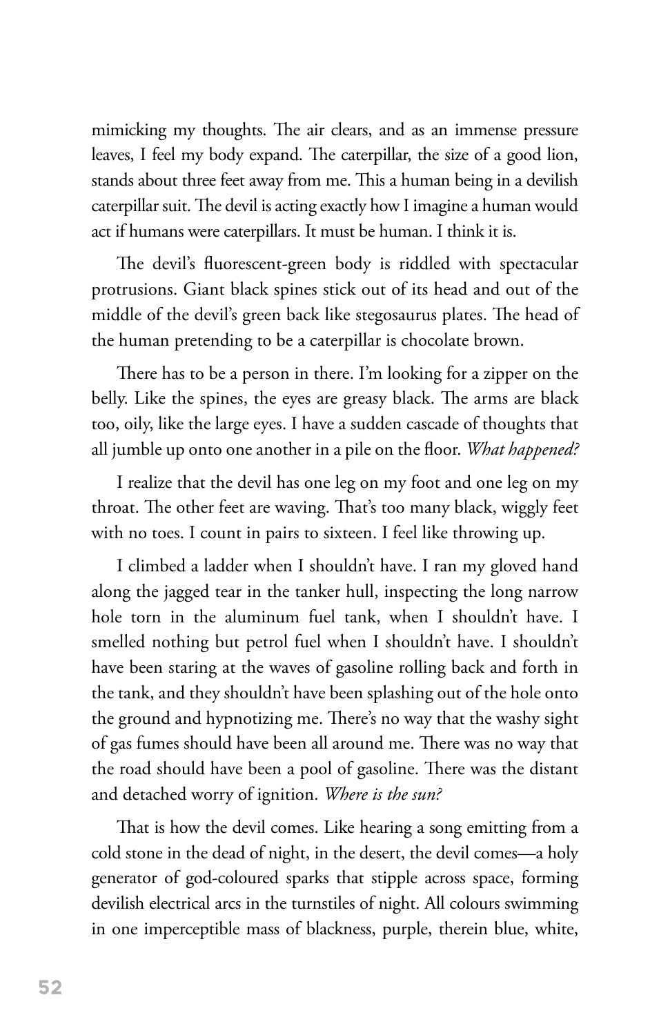mimicking my thoughts. The air clears, and as an immense pressure leaves, I feel my body expand. The caterpillar, the size of a good lion, stands about three feet away from me. This a human being in a devilish caterpillar suit. The devil is acting exactly how I imagine a human would act if humans were caterpillars. It must be human. I think it is.

The devil's fluorescent-green body is riddled with spectacular protrusions. Giant black spines stick out of its head and out of the middle of the devil's green back like stegosaurus plates. The head of the human pretending to be a caterpillar is chocolate brown.

There has to be a person in there. I'm looking for a zipper on the belly. Like the spines, the eyes are greasy black. The arms are black too, oily, like the large eyes. I have a sudden cascade of thoughts that all jumble up onto one another in a pile on the floor. *What happened?*

I realize that the devil has one leg on my foot and one leg on my throat. The other feet are waving. That's too many black, wiggly feet with no toes. I count in pairs to sixteen. I feel like throwing up.

I climbed a ladder when I shouldn't have. I ran my gloved hand along the jagged tear in the tanker hull, inspecting the long narrow hole torn in the aluminum fuel tank, when I shouldn't have. I smelled nothing but petrol fuel when I shouldn't have. I shouldn't have been staring at the waves of gasoline rolling back and forth in the tank, and they shouldn't have been splashing out of the hole onto the ground and hypnotizing me. There's no way that the washy sight of gas fumes should have been all around me. There was no way that the road should have been a pool of gasoline. There was the distant and detached worry of ignition. *Where is the sun?*

That is how the devil comes. Like hearing a song emitting from a cold stone in the dead of night, in the desert, the devil comes—a holy generator of god-coloured sparks that stipple across space, forming devilish electrical arcs in the turnstiles of night. All colours swimming in one imperceptible mass of blackness, purple, therein blue, white,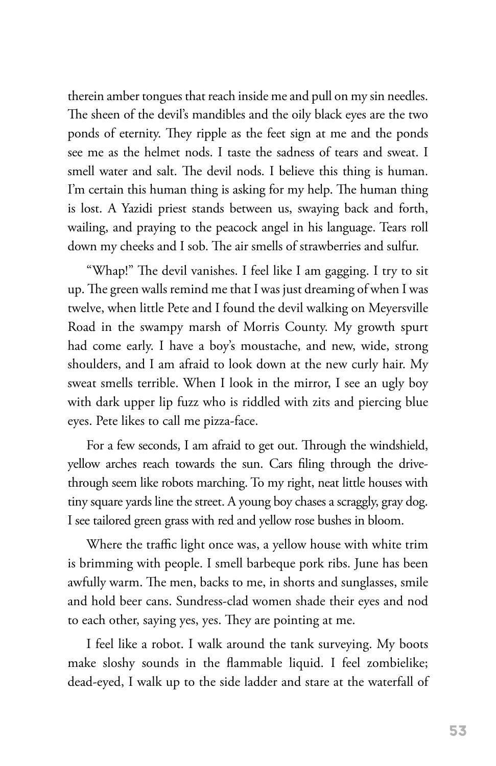therein amber tongues that reach inside me and pull on my sin needles. The sheen of the devil's mandibles and the oily black eyes are the two ponds of eternity. They ripple as the feet sign at me and the ponds see me as the helmet nods. I taste the sadness of tears and sweat. I smell water and salt. The devil nods. I believe this thing is human. I'm certain this human thing is asking for my help. The human thing is lost. A Yazidi priest stands between us, swaying back and forth, wailing, and praying to the peacock angel in his language. Tears roll down my cheeks and I sob. The air smells of strawberries and sulfur.

"Whap!" The devil vanishes. I feel like I am gagging. I try to sit up. The green walls remind me that I was just dreaming of when I was twelve, when little Pete and I found the devil walking on Meyersville Road in the swampy marsh of Morris County. My growth spurt had come early. I have a boy's moustache, and new, wide, strong shoulders, and I am afraid to look down at the new curly hair. My sweat smells terrible. When I look in the mirror, I see an ugly boy with dark upper lip fuzz who is riddled with zits and piercing blue eyes. Pete likes to call me pizza-face.

For a few seconds, I am afraid to get out. Through the windshield, yellow arches reach towards the sun. Cars filing through the drive-through seem like robots marching. To my right, neat little houses with tiny square yards line the street. A young boy chases a scraggly, gray dog. I see tailored green grass with red and yellow rose bushes in bloom.

Where the traffic light once was, a yellow house with white trim is brimming with people. I smell barbeque pork ribs. June has been awfully warm. The men, backs to me, in shorts and sunglasses, smile and hold beer cans. Sundress-clad women shade their eyes and nod to each other, saying yes, yes. They are pointing at me.

I feel like a robot. I walk around the tank surveying. My boots make sloshy sounds in the flammable liquid. I feel zombielike; dead-eyed, I walk up to the side ladder and stare at the waterfall of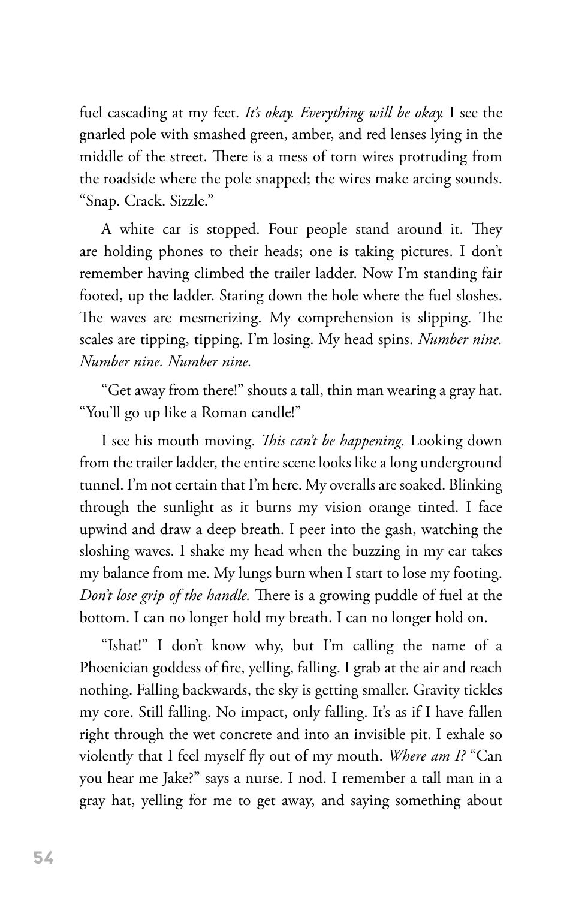fuel cascading at my feet. *It's okay. Everything will be okay.* I see the gnarled pole with smashed green, amber, and red lenses lying in the middle of the street. There is a mess of torn wires protruding from the roadside where the pole snapped; the wires make arcing sounds. "Snap. Crack. Sizzle."

A white car is stopped. Four people stand around it. They are holding phones to their heads; one is taking pictures. I don't remember having climbed the trailer ladder. Now I'm standing fair footed, up the ladder. Staring down the hole where the fuel sloshes. The waves are mesmerizing. My comprehension is slipping. The scales are tipping, tipping. I'm losing. My head spins. *Number nine. Number nine. Number nine.*

"Get away from there!" shouts a tall, thin man wearing a gray hat. "You'll go up like a Roman candle!"

I see his mouth moving. *This can't be happening.* Looking down from the trailer ladder, the entire scene looks like a long underground tunnel. I'm not certain that I'm here. My overalls are soaked. Blinking through the sunlight as it burns my vision orange tinted. I face upwind and draw a deep breath. I peer into the gash, watching the sloshing waves. I shake my head when the buzzing in my ear takes my balance from me. My lungs burn when I start to lose my footing. *Don't lose grip of the handle.* There is a growing puddle of fuel at the bottom. I can no longer hold my breath. I can no longer hold on.

"Ishat!" I don't know why, but I'm calling the name of a Phoenician goddess of fire, yelling, falling. I grab at the air and reach nothing. Falling backwards, the sky is getting smaller. Gravity tickles my core. Still falling. No impact, only falling. It's as if I have fallen right through the wet concrete and into an invisible pit. I exhale so violently that I feel myself fly out of my mouth. *Where am I?* "Can you hear me Jake?" says a nurse. I nod. I remember a tall man in a gray hat, yelling for me to get away, and saying something about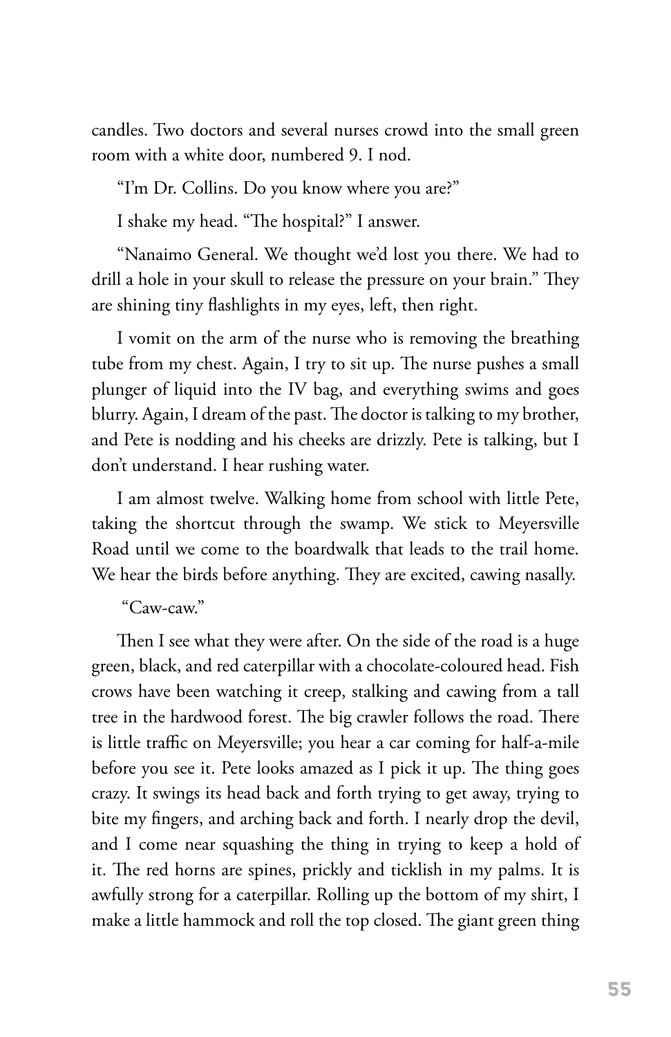candles. Two doctors and several nurses crowd into the small green room with a white door, numbered 9. I nod.

"I'm Dr. Collins. Do you know where you are?"

I shake my head. "The hospital?" I answer.

"Nanaimo General. We thought we'd lost you there. We had to drill a hole in your skull to release the pressure on your brain." They are shining tiny flashlights in my eyes, left, then right.

I vomit on the arm of the nurse who is removing the breathing tube from my chest. Again, I try to sit up. The nurse pushes a small plunger of liquid into the IV bag, and everything swims and goes blurry. Again, I dream of the past. The doctor is talking to my brother, and Pete is nodding and his cheeks are drizzly. Pete is talking, but I don't understand. I hear rushing water.

I am almost twelve. Walking home from school with little Pete, taking the shortcut through the swamp. We stick to Meyersville Road until we come to the boardwalk that leads to the trail home. We hear the birds before anything. They are excited, cawing nasally.

"Caw-caw."

Then I see what they were after. On the side of the road is a huge green, black, and red caterpillar with a chocolate-coloured head. Fish crows have been watching it creep, stalking and cawing from a tall tree in the hardwood forest. The big crawler follows the road. There is little traffic on Meyersville; you hear a car coming for half-a-mile before you see it. Pete looks amazed as I pick it up. The thing goes crazy. It swings its head back and forth trying to get away, trying to bite my fingers, and arching back and forth. I nearly drop the devil, and I come near squashing the thing in trying to keep a hold of it. The red horns are spines, prickly and ticklish in my palms. It is awfully strong for a caterpillar. Rolling up the bottom of my shirt, I make a little hammock and roll the top closed. The giant green thing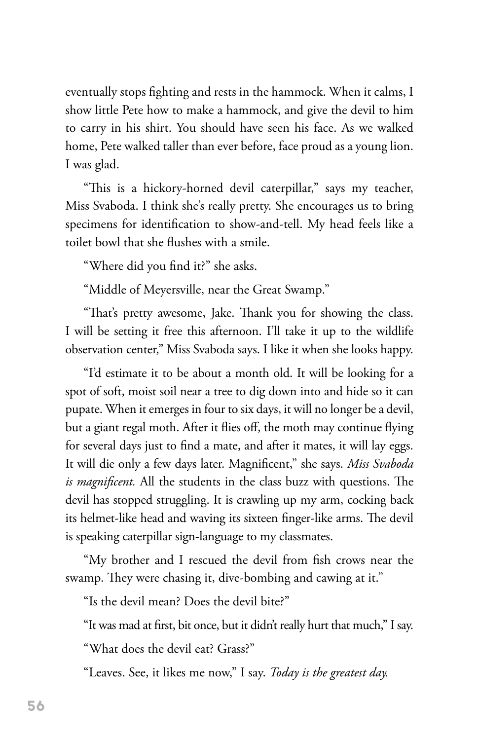eventually stops fighting and rests in the hammock. When it calms, I show little Pete how to make a hammock, and give the devil to him to carry in his shirt. You should have seen his face. As we walked home, Pete walked taller than ever before, face proud as a young lion. I was glad.

"This is a hickory-horned devil caterpillar," says my teacher, Miss Svaboda. I think she's really pretty. She encourages us to bring specimens for identification to show-and-tell. My head feels like a toilet bowl that she flushes with a smile.

"Where did you find it?" she asks.

"Middle of Meyersville, near the Great Swamp."

"That's pretty awesome, Jake. Thank you for showing the class. I will be setting it free this afternoon. I'll take it up to the wildlife observation center," Miss Svaboda says. I like it when she looks happy.

"I'd estimate it to be about a month old. It will be looking for a spot of soft, moist soil near a tree to dig down into and hide so it can pupate. When it emerges in four to six days, it will no longer be a devil, but a giant regal moth. After it flies off, the moth may continue flying for several days just to find a mate, and after it mates, it will lay eggs. It will die only a few days later. Magnificent," she says. *Miss Svaboda is magnificent.* All the students in the class buzz with questions. The devil has stopped struggling. It is crawling up my arm, cocking back its helmet-like head and waving its sixteen finger-like arms. The devil is speaking caterpillar sign-language to my classmates.

"My brother and I rescued the devil from fish crows near the swamp. They were chasing it, dive-bombing and cawing at it."

"Is the devil mean? Does the devil bite?"

"It was mad at first, bit once, but it didn't really hurt that much," I say.

"What does the devil eat? Grass?"

"Leaves. See, it likes me now," I say. *Today is the greatest day.*